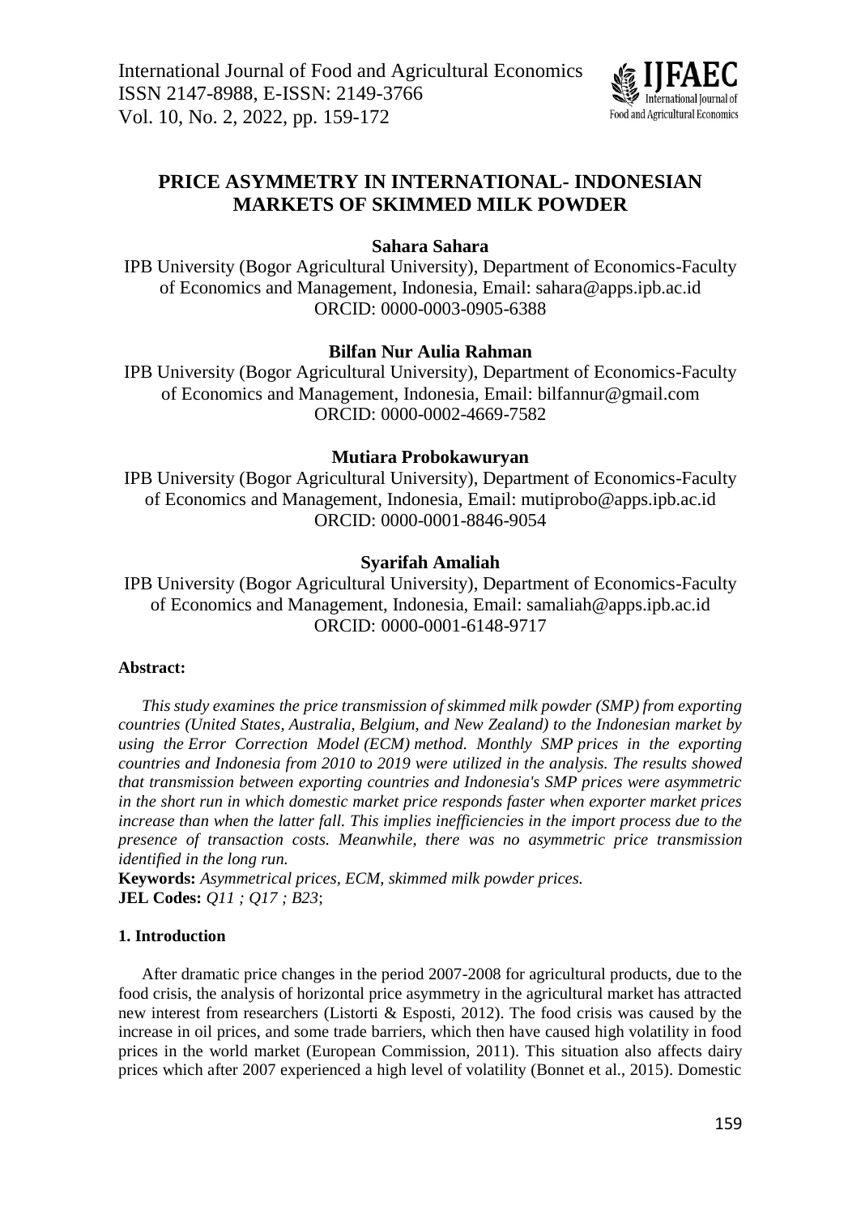# PRICE ASYMMETRY IN INTERNATIONAL- INDONESIAN MARKETS OF SKIMMED MILK POWDER

**Sahara Sahara**

IPB University (Bogor Agricultural University), Department of Economics-Faculty of Economics and Management, Indonesia, Email: sahara@apps.ipb.ac.id
ORCID: 0000-0003-0905-6388

**Bilfan Nur Aulia Rahman**

IPB University (Bogor Agricultural University), Department of Economics-Faculty of Economics and Management, Indonesia, Email: bilfannur@gmail.com
ORCID: 0000-0002-4669-7582

**Mutiara Probokawuryan**

IPB University (Bogor Agricultural University), Department of Economics-Faculty of Economics and Management, Indonesia, Email: mutiprobo@apps.ipb.ac.id
ORCID: 0000-0001-8846-9054

**Syarifah Amaliah**

IPB University (Bogor Agricultural University), Department of Economics-Faculty of Economics and Management, Indonesia, Email: samaliah@apps.ipb.ac.id
ORCID: 0000-0001-6148-9717

**Abstract:**

*This study examines the price transmission of skimmed milk powder (SMP) from exporting countries (United States, Australia, Belgium, and New Zealand) to the Indonesian market by using the Error Correction Model (ECM) method. Monthly SMP prices in the exporting countries and Indonesia from 2010 to 2019 were utilized in the analysis. The results showed that transmission between exporting countries and Indonesia's SMP prices were asymmetric in the short run in which domestic market price responds faster when exporter market prices increase than when the latter fall. This implies inefficiencies in the import process due to the presence of transaction costs. Meanwhile, there was no asymmetric price transmission identified in the long run.*

**Keywords:** *Asymmetrical prices, ECM, skimmed milk powder prices.*
**JEL Codes:** *Q11 ; Q17 ; B23*;

## 1. Introduction

After dramatic price changes in the period 2007-2008 for agricultural products, due to the food crisis, the analysis of horizontal price asymmetry in the agricultural market has attracted new interest from researchers (Listorti & Esposti, 2012). The food crisis was caused by the increase in oil prices, and some trade barriers, which then have caused high volatility in food prices in the world market (European Commission, 2011). This situation also affects dairy prices which after 2007 experienced a high level of volatility (Bonnet et al., 2015). Domestic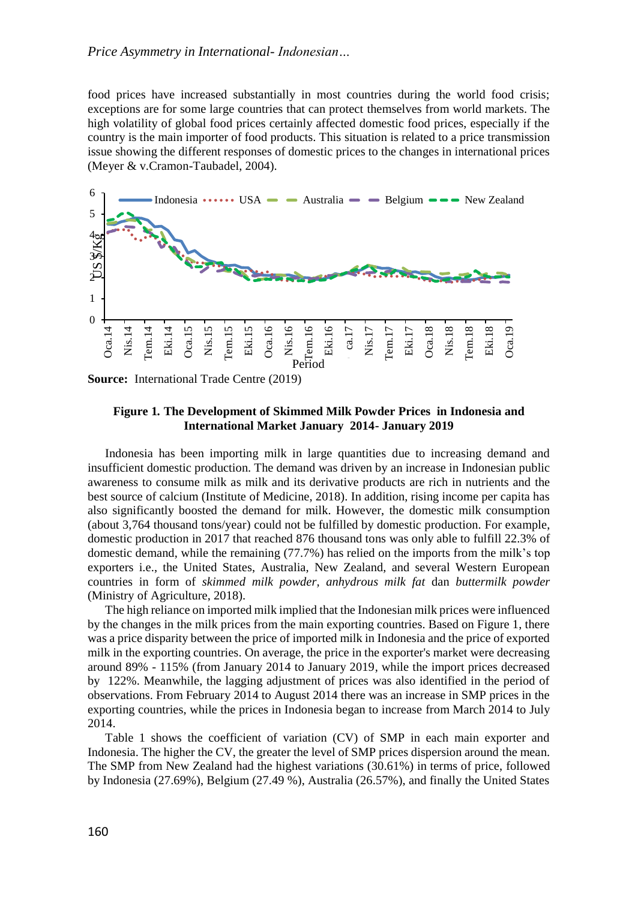food prices have increased substantially in most countries during the world food crisis; exceptions are for some large countries that can protect themselves from world markets. The high volatility of global food prices certainly affected domestic food prices, especially if the country is the main importer of food products. This situation is related to a price transmission issue showing the different responses of domestic prices to the changes in international prices (Meyer & v.Cramon-Taubadel, 2004).

**Source:** International Trade Centre (2019)

**Figure 1. The Development of Skimmed Milk Powder Prices in Indonesia and International Market January 2014- January 2019**

Indonesia has been importing milk in large quantities due to increasing demand and insufficient domestic production. The demand was driven by an increase in Indonesian public awareness to consume milk as milk and its derivative products are rich in nutrients and the best source of calcium (Institute of Medicine, 2018). In addition, rising income per capita has also significantly boosted the demand for milk. However, the domestic milk consumption (about 3,764 thousand tons/year) could not be fulfilled by domestic production. For example, domestic production in 2017 that reached 876 thousand tons was only able to fulfill 22.3% of domestic demand, while the remaining (77.7%) has relied on the imports from the milk's top exporters i.e., the United States, Australia, New Zealand, and several Western European countries in form of *skimmed milk powder*, *anhydrous milk fat* dan *buttermilk powder* (Ministry of Agriculture, 2018).

The high reliance on imported milk implied that the Indonesian milk prices were influenced by the changes in the milk prices from the main exporting countries. Based on Figure 1, there was a price disparity between the price of imported milk in Indonesia and the price of exported milk in the exporting countries. On average, the price in the exporter's market were decreasing around 89% - 115% (from January 2014 to January 2019, while the import prices decreased by 122%. Meanwhile, the lagging adjustment of prices was also identified in the period of observations. From February 2014 to August 2014 there was an increase in SMP prices in the exporting countries, while the prices in Indonesia began to increase from March 2014 to July 2014.

Table 1 shows the coefficient of variation (CV) of SMP in each main exporter and Indonesia. The higher the CV, the greater the level of SMP prices dispersion around the mean. The SMP from New Zealand had the highest variations (30.61%) in terms of price, followed by Indonesia (27.69%), Belgium (27.49 %), Australia (26.57%), and finally the United States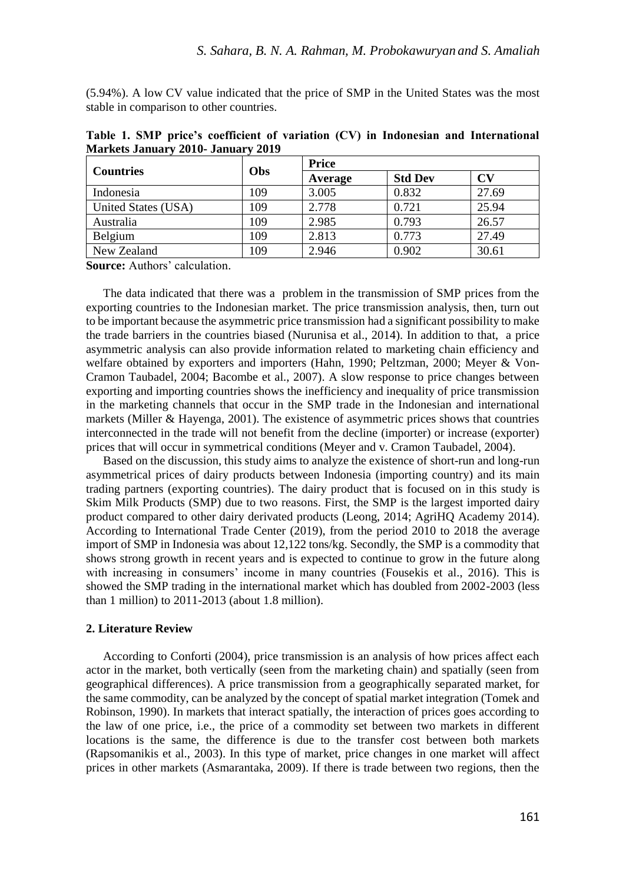(5.94%). A low CV value indicated that the price of SMP in the United States was the most stable in comparison to other countries.

**Table 1. SMP price's coefficient of variation (CV) in Indonesian and International Markets January 2010- January 2019**

| Countries | Obs | Price | | |
|---|---|---|---|---|
| | | Average | Std Dev | CV |
| Indonesia | 109 | 3.005 | 0.832 | 27.69 |
| United States (USA) | 109 | 2.778 | 0.721 | 25.94 |
| Australia | 109 | 2.985 | 0.793 | 26.57 |
| Belgium | 109 | 2.813 | 0.773 | 27.49 |
| New Zealand | 109 | 2.946 | 0.902 | 30.61 |

**Source:** Authors' calculation.

The data indicated that there was a problem in the transmission of SMP prices from the exporting countries to the Indonesian market. The price transmission analysis, then, turn out to be important because the asymmetric price transmission had a significant possibility to make the trade barriers in the countries biased (Nurunisa et al., 2014). In addition to that, a price asymmetric analysis can also provide information related to marketing chain efficiency and welfare obtained by exporters and importers (Hahn, 1990; Peltzman, 2000; Meyer & Von-Cramon Taubadel, 2004; Bacombe et al., 2007). A slow response to price changes between exporting and importing countries shows the inefficiency and inequality of price transmission in the marketing channels that occur in the SMP trade in the Indonesian and international markets (Miller & Hayenga, 2001). The existence of asymmetric prices shows that countries interconnected in the trade will not benefit from the decline (importer) or increase (exporter) prices that will occur in symmetrical conditions (Meyer and v. Cramon Taubadel, 2004).

Based on the discussion, this study aims to analyze the existence of short-run and long-run asymmetrical prices of dairy products between Indonesia (importing country) and its main trading partners (exporting countries). The dairy product that is focused on in this study is Skim Milk Products (SMP) due to two reasons. First, the SMP is the largest imported dairy product compared to other dairy derivated products (Leong, 2014; AgriHQ Academy 2014). According to International Trade Center (2019), from the period 2010 to 2018 the average import of SMP in Indonesia was about 12,122 tons/kg. Secondly, the SMP is a commodity that shows strong growth in recent years and is expected to continue to grow in the future along with increasing in consumers' income in many countries (Fousekis et al., 2016). This is showed the SMP trading in the international market which has doubled from 2002-2003 (less than 1 million) to 2011-2013 (about 1.8 million).

## 2. Literature Review

According to Conforti (2004), price transmission is an analysis of how prices affect each actor in the market, both vertically (seen from the marketing chain) and spatially (seen from geographical differences). A price transmission from a geographically separated market, for the same commodity, can be analyzed by the concept of spatial market integration (Tomek and Robinson, 1990). In markets that interact spatially, the interaction of prices goes according to the law of one price, i.e., the price of a commodity set between two markets in different locations is the same, the difference is due to the transfer cost between both markets (Rapsomanikis et al., 2003). In this type of market, price changes in one market will affect prices in other markets (Asmarantaka, 2009). If there is trade between two regions, then the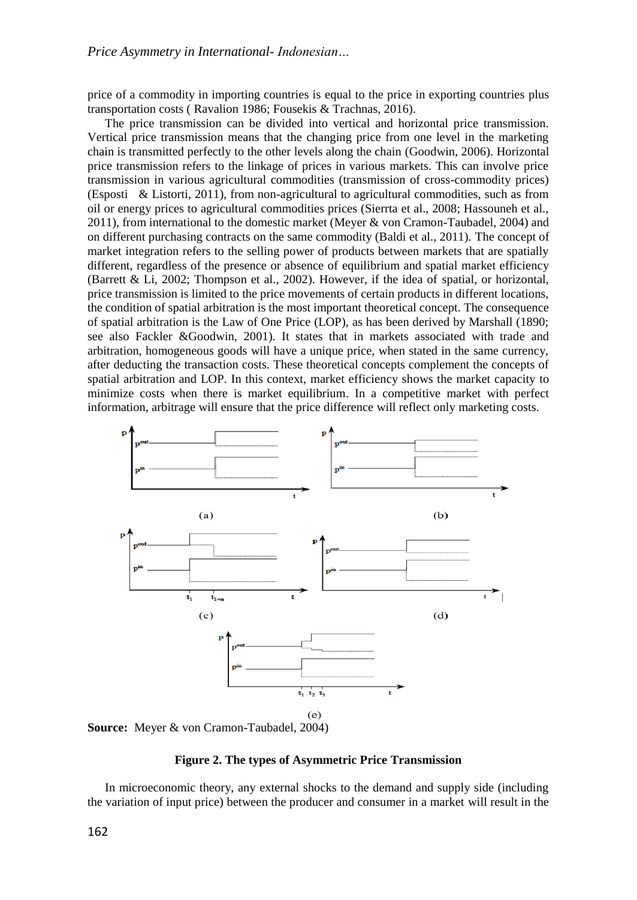price of a commodity in importing countries is equal to the price in exporting countries plus transportation costs ( Ravalion 1986; Fousekis & Trachnas, 2016).

The price transmission can be divided into vertical and horizontal price transmission. Vertical price transmission means that the changing price from one level in the marketing chain is transmitted perfectly to the other levels along the chain (Goodwin, 2006). Horizontal price transmission refers to the linkage of prices in various markets. This can involve price transmission in various agricultural commodities (transmission of cross-commodity prices) (Esposti & Listorti, 2011), from non-agricultural to agricultural commodities, such as from oil or energy prices to agricultural commodities prices (Sierrta et al., 2008; Hassouneh et al., 2011), from international to the domestic market (Meyer & von Cramon-Taubadel, 2004) and on different purchasing contracts on the same commodity (Baldi et al., 2011). The concept of market integration refers to the selling power of products between markets that are spatially different, regardless of the presence or absence of equilibrium and spatial market efficiency (Barrett & Li, 2002; Thompson et al., 2002). However, if the idea of spatial, or horizontal, price transmission is limited to the price movements of certain products in different locations, the condition of spatial arbitration is the most important theoretical concept. The consequence of spatial arbitration is the Law of One Price (LOP), as has been derived by Marshall (1890; see also Fackler &Goodwin, 2001). It states that in markets associated with trade and arbitration, homogeneous goods will have a unique price, when stated in the same currency, after deducting the transaction costs. These theoretical concepts complement the concepts of spatial arbitration and LOP. In this context, market efficiency shows the market capacity to minimize costs when there is market equilibrium. In a competitive market with perfect information, arbitrage will ensure that the price difference will reflect only marketing costs.

**Source:** Meyer & von Cramon-Taubadel, 2004)

**Figure 2. The types of Asymmetric Price Transmission**

In microeconomic theory, any external shocks to the demand and supply side (including the variation of input price) between the producer and consumer in a market will result in the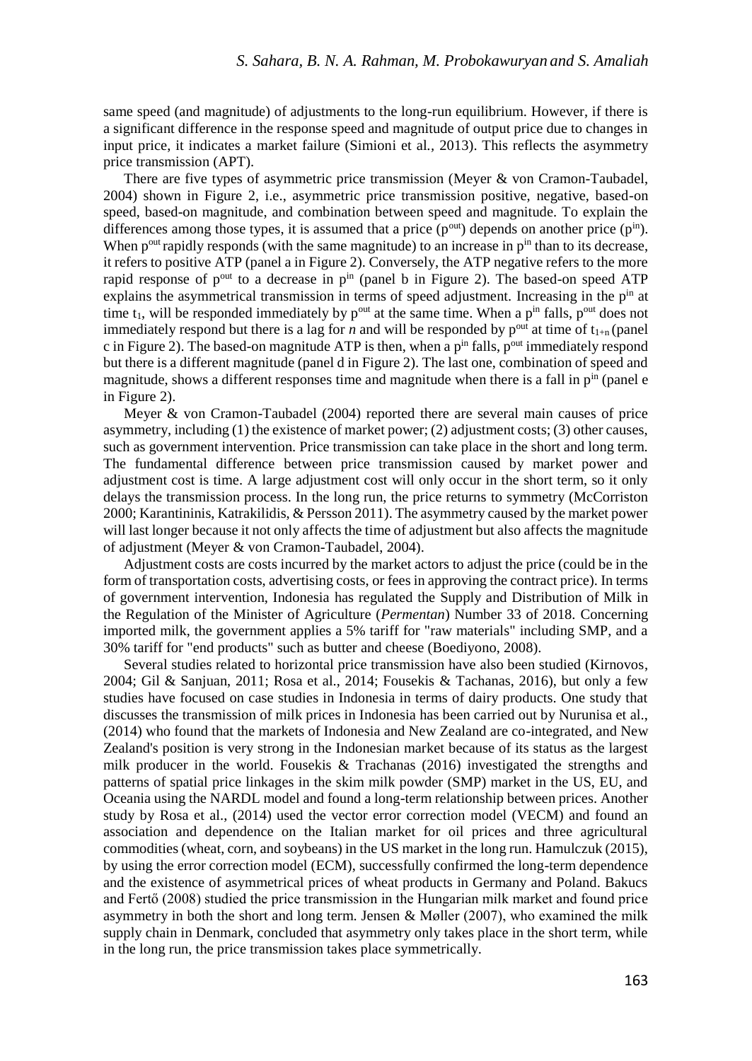same speed (and magnitude) of adjustments to the long-run equilibrium. However, if there is a significant difference in the response speed and magnitude of output price due to changes in input price, it indicates a market failure (Simioni et al., 2013). This reflects the asymmetry price transmission (APT).

There are five types of asymmetric price transmission (Meyer & von Cramon-Taubadel, 2004) shown in Figure 2, i.e., asymmetric price transmission positive, negative, based-on speed, based-on magnitude, and combination between speed and magnitude. To explain the differences among those types, it is assumed that a price ($p^{out}$) depends on another price ($p^{in}$). When $p^{out}$ rapidly responds (with the same magnitude) to an increase in $p^{in}$ than to its decrease, it refers to positive ATP (panel a in Figure 2). Conversely, the ATP negative refers to the more rapid response of $p^{out}$ to a decrease in $p^{in}$ (panel b in Figure 2). The based-on speed ATP explains the asymmetrical transmission in terms of speed adjustment. Increasing in the $p^{in}$ at time $t_1$, will be responded immediately by $p^{out}$ at the same time. When a $p^{in}$ falls, $p^{out}$ does not immediately respond but there is a lag for *n* and will be responded by $p^{out}$ at time of $t_{1+n}$ (panel c in Figure 2). The based-on magnitude ATP is then, when a $p^{in}$ falls, $p^{out}$ immediately respond but there is a different magnitude (panel d in Figure 2). The last one, combination of speed and magnitude, shows a different responses time and magnitude when there is a fall in $p^{in}$ (panel e in Figure 2).

Meyer & von Cramon-Taubadel (2004) reported there are several main causes of price asymmetry, including (1) the existence of market power; (2) adjustment costs; (3) other causes, such as government intervention. Price transmission can take place in the short and long term. The fundamental difference between price transmission caused by market power and adjustment cost is time. A large adjustment cost will only occur in the short term, so it only delays the transmission process. In the long run, the price returns to symmetry (McCorriston 2000; Karantininis, Katrakilidis, & Persson 2011). The asymmetry caused by the market power will last longer because it not only affects the time of adjustment but also affects the magnitude of adjustment (Meyer & von Cramon-Taubadel, 2004).

Adjustment costs are costs incurred by the market actors to adjust the price (could be in the form of transportation costs, advertising costs, or fees in approving the contract price). In terms of government intervention, Indonesia has regulated the Supply and Distribution of Milk in the Regulation of the Minister of Agriculture (*Permentan*) Number 33 of 2018. Concerning imported milk, the government applies a 5% tariff for "raw materials" including SMP, and a 30% tariff for "end products" such as butter and cheese (Boediyono, 2008).

Several studies related to horizontal price transmission have also been studied (Kirnovos, 2004; Gil & Sanjuan, 2011; Rosa et al., 2014; Fousekis & Tachanas, 2016), but only a few studies have focused on case studies in Indonesia in terms of dairy products. One study that discusses the transmission of milk prices in Indonesia has been carried out by Nurunisa et al., (2014) who found that the markets of Indonesia and New Zealand are co-integrated, and New Zealand's position is very strong in the Indonesian market because of its status as the largest milk producer in the world. Fousekis & Trachanas (2016) investigated the strengths and patterns of spatial price linkages in the skim milk powder (SMP) market in the US, EU, and Oceania using the NARDL model and found a long-term relationship between prices. Another study by Rosa et al., (2014) used the vector error correction model (VECM) and found an association and dependence on the Italian market for oil prices and three agricultural commodities (wheat, corn, and soybeans) in the US market in the long run. Hamulczuk (2015), by using the error correction model (ECM), successfully confirmed the long-term dependence and the existence of asymmetrical prices of wheat products in Germany and Poland. Bakucs and Fertő (2008) studied the price transmission in the Hungarian milk market and found price asymmetry in both the short and long term. Jensen & Møller (2007), who examined the milk supply chain in Denmark, concluded that asymmetry only takes place in the short term, while in the long run, the price transmission takes place symmetrically.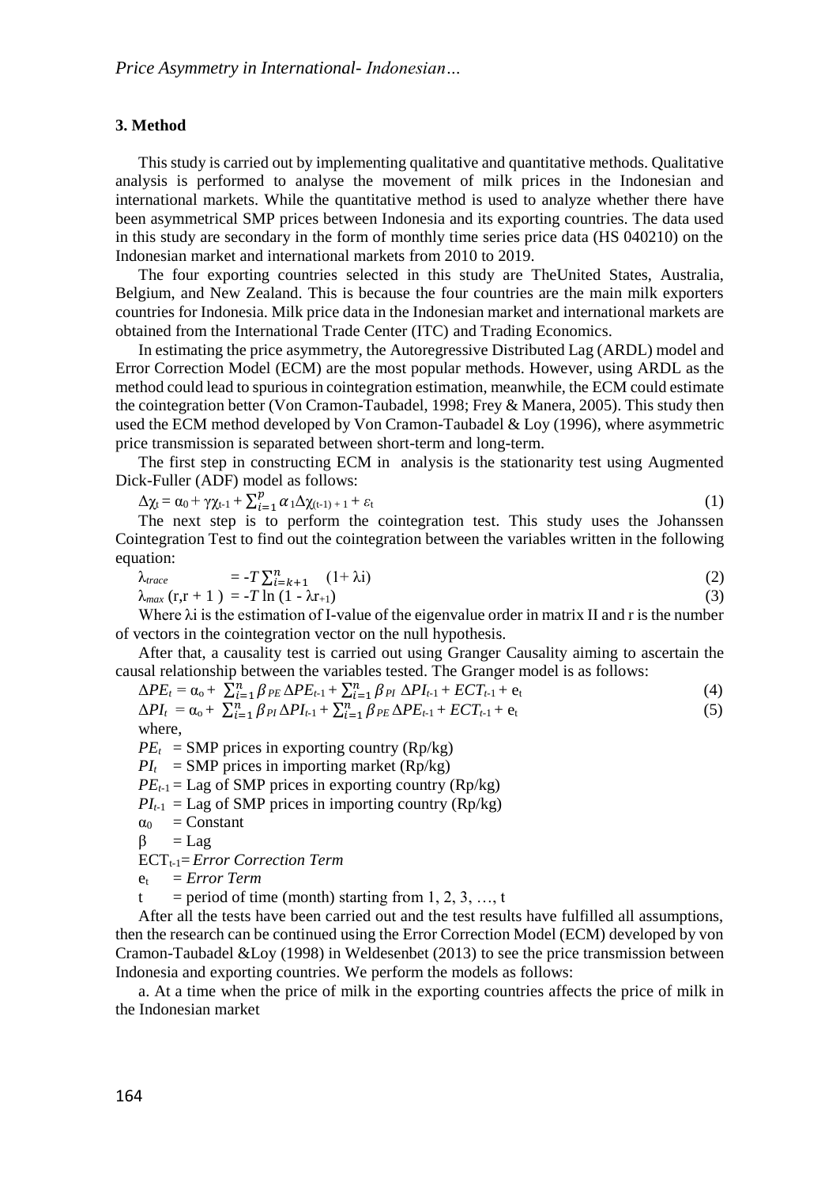### 3. Method

This study is carried out by implementing qualitative and quantitative methods. Qualitative analysis is performed to analyse the movement of milk prices in the Indonesian and international markets. While the quantitative method is used to analyze whether there have been asymmetrical SMP prices between Indonesia and its exporting countries. The data used in this study are secondary in the form of monthly time series price data (HS 040210) on the Indonesian market and international markets from 2010 to 2019.

The four exporting countries selected in this study are TheUnited States, Australia, Belgium, and New Zealand. This is because the four countries are the main milk exporters countries for Indonesia. Milk price data in the Indonesian market and international markets are obtained from the International Trade Center (ITC) and Trading Economics.

In estimating the price asymmetry, the Autoregressive Distributed Lag (ARDL) model and Error Correction Model (ECM) are the most popular methods. However, using ARDL as the method could lead to spurious in cointegration estimation, meanwhile, the ECM could estimate the cointegration better (Von Cramon-Taubadel, 1998; Frey & Manera, 2005). This study then used the ECM method developed by Von Cramon-Taubadel & Loy (1996), where asymmetric price transmission is separated between short-term and long-term.

The first step in constructing ECM in analysis is the stationarity test using Augmented Dick-Fuller (ADF) model as follows:

$$\Delta\chi_t = \alpha_0 + \gamma\chi_{t-1} + \sum_{i=1}^{p} \alpha_1 \Delta\chi_{(t-1)+1} + \varepsilon_t \tag{1}$$

The next step is to perform the cointegration test. This study uses the Johanssen Cointegration Test to find out the cointegration between the variables written in the following equation:

$$\lambda_{trace} = -T \sum_{i=k+1}^{n} (1 + \lambda i) \tag{2}$$

$$\lambda_{max}(r, r+1) = -T \ln(1 - \lambda r_{+1}) \tag{3}$$

Where $\lambda i$ is the estimation of I-value of the eigenvalue order in matrix II and r is the number of vectors in the cointegration vector on the null hypothesis.

After that, a causality test is carried out using Granger Causality aiming to ascertain the causal relationship between the variables tested. The Granger model is as follows:

$$\Delta PE_t = \alpha_o + \sum_{i=1}^{n} \beta_{PE} \Delta PE_{t-1} + \sum_{i=1}^{n} \beta_{PI} \Delta PI_{t-1} + ECT_{t-1} + e_t \tag{4}$$

$$\Delta PI_t = \alpha_o + \sum_{i=1}^{n} \beta_{PI} \Delta PI_{t-1} + \sum_{i=1}^{n} \beta_{PE} \Delta PE_{t-1} + ECT_{t-1} + e_t \tag{5}$$

where,

$PE_t$ = SMP prices in exporting country (Rp/kg)

$PI_t$ = SMP prices in importing market (Rp/kg)

$PE_{t-1}$ = Lag of SMP prices in exporting country (Rp/kg)

$PI_{t-1}$ = Lag of SMP prices in importing country (Rp/kg)

$\alpha_0$ = Constant

$\beta$ = Lag

$ECT_{t-1}$ = *Error Correction Term*

$e_t$ = *Error Term*

t = period of time (month) starting from 1, 2, 3, …, t

After all the tests have been carried out and the test results have fulfilled all assumptions, then the research can be continued using the Error Correction Model (ECM) developed by von Cramon-Taubadel &Loy (1998) in Weldesenbet (2013) to see the price transmission between Indonesia and exporting countries. We perform the models as follows:

a. At a time when the price of milk in the exporting countries affects the price of milk in the Indonesian market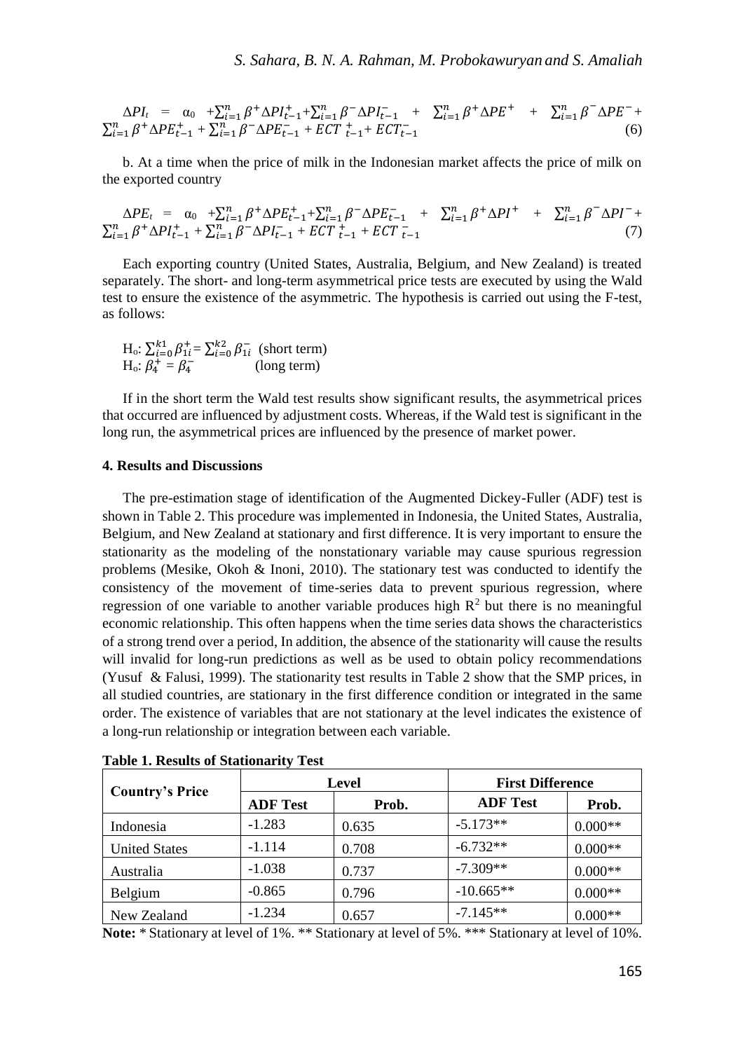$$\Delta PI_t = \alpha_0 + \sum_{i=1}^{n} \beta^+ \Delta PI_{t-1}^+ + \sum_{i=1}^{n} \beta^- \Delta PI_{t-1}^- + \sum_{i=1}^{n} \beta^+ \Delta PE^+ + \sum_{i=1}^{n} \beta^- \Delta PE^- + \sum_{i=1}^{n} \beta^+ \Delta PE_{t-1}^+ + \sum_{i=1}^{n} \beta^- \Delta PE_{t-1}^- + ECT_{t-1}^+ + ECT_{t-1}^- \tag{6}$$

b. At a time when the price of milk in the Indonesian market affects the price of milk on the exported country

$$\Delta PE_t = \alpha_0 + \sum_{i=1}^{n} \beta^+ \Delta PE_{t-1}^+ + \sum_{i=1}^{n} \beta^- \Delta PE_{t-1}^- + \sum_{i=1}^{n} \beta^+ \Delta PI^+ + \sum_{i=1}^{n} \beta^- \Delta PI^- + \sum_{i=1}^{n} \beta^+ \Delta PI_{t-1}^+ + \sum_{i=1}^{n} \beta^- \Delta PI_{t-1}^- + ECT_{t-1}^+ + ECT_{t-1}^- \tag{7}$$

Each exporting country (United States, Australia, Belgium, and New Zealand) is treated separately. The short- and long-term asymmetrical price tests are executed by using the Wald test to ensure the existence of the asymmetric. The hypothesis is carried out using the F-test, as follows:

$H_o$: $\sum_{i=0}^{k1} \beta_{1i}^+ = \sum_{i=0}^{k2} \beta_{1i}^-$ (short term)
$H_o$: $\beta_4^+ = \beta_4^-$ (long term)

If in the short term the Wald test results show significant results, the asymmetrical prices that occurred are influenced by adjustment costs. Whereas, if the Wald test is significant in the long run, the asymmetrical prices are influenced by the presence of market power.

## 4. Results and Discussions

The pre-estimation stage of identification of the Augmented Dickey-Fuller (ADF) test is shown in Table 2. This procedure was implemented in Indonesia, the United States, Australia, Belgium, and New Zealand at stationary and first difference. It is very important to ensure the stationarity as the modeling of the nonstationary variable may cause spurious regression problems (Mesike, Okoh & Inoni, 2010). The stationary test was conducted to identify the consistency of the movement of time-series data to prevent spurious regression, where regression of one variable to another variable produces high $R^2$ but there is no meaningful economic relationship. This often happens when the time series data shows the characteristics of a strong trend over a period, In addition, the absence of the stationarity will cause the results will invalid for long-run predictions as well as be used to obtain policy recommendations (Yusuf & Falusi, 1999). The stationarity test results in Table 2 show that the SMP prices, in all studied countries, are stationary in the first difference condition or integrated in the same order. The existence of variables that are not stationary at the level indicates the existence of a long-run relationship or integration between each variable.

**Table 1. Results of Stationarity Test**

| Country's Price | Level | | First Difference | |
|---|---|---|---|---|
| | **ADF Test** | **Prob.** | **ADF Test** | **Prob.** |
| Indonesia | -1.283 | 0.635 | -5.173** | 0.000** |
| United States | -1.114 | 0.708 | -6.732** | 0.000** |
| Australia | -1.038 | 0.737 | -7.309** | 0.000** |
| Belgium | -0.865 | 0.796 | -10.665** | 0.000** |
| New Zealand | -1.234 | 0.657 | -7.145** | 0.000** |

**Note:** * Stationary at level of 1%. ** Stationary at level of 5%. *** Stationary at level of 10%.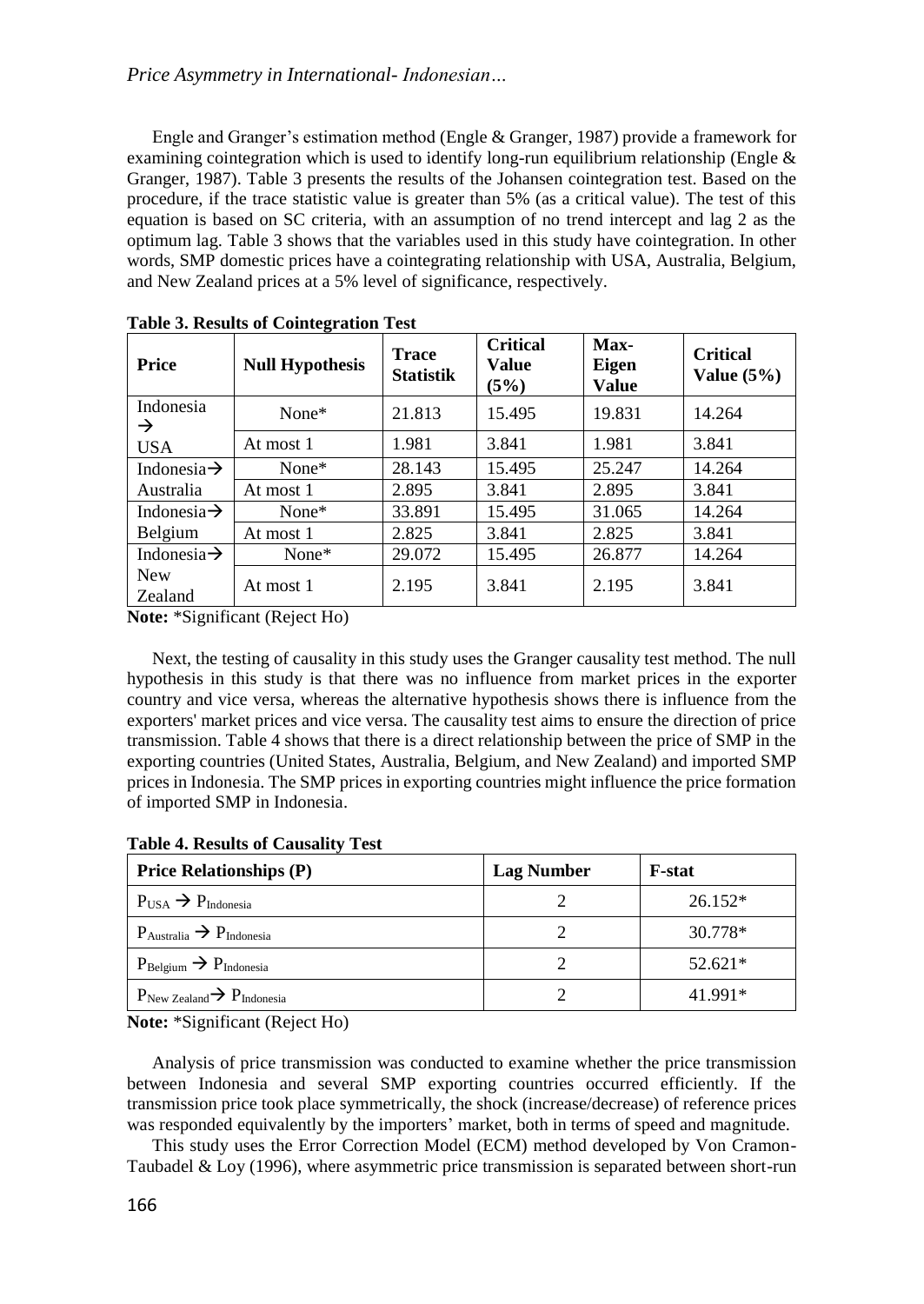Engle and Granger's estimation method (Engle & Granger, 1987) provide a framework for examining cointegration which is used to identify long-run equilibrium relationship (Engle & Granger, 1987). Table 3 presents the results of the Johansen cointegration test. Based on the procedure, if the trace statistic value is greater than 5% (as a critical value). The test of this equation is based on SC criteria, with an assumption of no trend intercept and lag 2 as the optimum lag. Table 3 shows that the variables used in this study have cointegration. In other words, SMP domestic prices have a cointegrating relationship with USA, Australia, Belgium, and New Zealand prices at a 5% level of significance, respectively.

**Table 3. Results of Cointegration Test**

| Price | Null Hypothesis | Trace Statistik | Critical Value (5%) | Max-Eigen Value | Critical Value (5%) |
|---|---|---|---|---|---|
| Indonesia → USA | None* | 21.813 | 15.495 | 19.831 | 14.264 |
| | At most 1 | 1.981 | 3.841 | 1.981 | 3.841 |
| Indonesia→ Australia | None* | 28.143 | 15.495 | 25.247 | 14.264 |
| | At most 1 | 2.895 | 3.841 | 2.895 | 3.841 |
| Indonesia→ Belgium | None* | 33.891 | 15.495 | 31.065 | 14.264 |
| | At most 1 | 2.825 | 3.841 | 2.825 | 3.841 |
| Indonesia→ New Zealand | None* | 29.072 | 15.495 | 26.877 | 14.264 |
| | At most 1 | 2.195 | 3.841 | 2.195 | 3.841 |

**Note:** *Significant (Reject Ho)

Next, the testing of causality in this study uses the Granger causality test method. The null hypothesis in this study is that there was no influence from market prices in the exporter country and vice versa, whereas the alternative hypothesis shows there is influence from the exporters' market prices and vice versa. The causality test aims to ensure the direction of price transmission. Table 4 shows that there is a direct relationship between the price of SMP in the exporting countries (United States, Australia, Belgium, and New Zealand) and imported SMP prices in Indonesia. The SMP prices in exporting countries might influence the price formation of imported SMP in Indonesia.

**Table 4. Results of Causality Test**

| Price Relationships (P) | Lag Number | F-stat |
|---|---|---|
| $P_{USA} \rightarrow P_{Indonesia}$ | 2 | 26.152* |
| $P_{Australia} \rightarrow P_{Indonesia}$ | 2 | 30.778* |
| $P_{Belgium} \rightarrow P_{Indonesia}$ | 2 | 52.621* |
| $P_{New\ Zealand} \rightarrow P_{Indonesia}$ | 2 | 41.991* |

**Note:** *Significant (Reject Ho)

Analysis of price transmission was conducted to examine whether the price transmission between Indonesia and several SMP exporting countries occurred efficiently. If the transmission price took place symmetrically, the shock (increase/decrease) of reference prices was responded equivalently by the importers' market, both in terms of speed and magnitude.

This study uses the Error Correction Model (ECM) method developed by Von Cramon-Taubadel & Loy (1996), where asymmetric price transmission is separated between short-run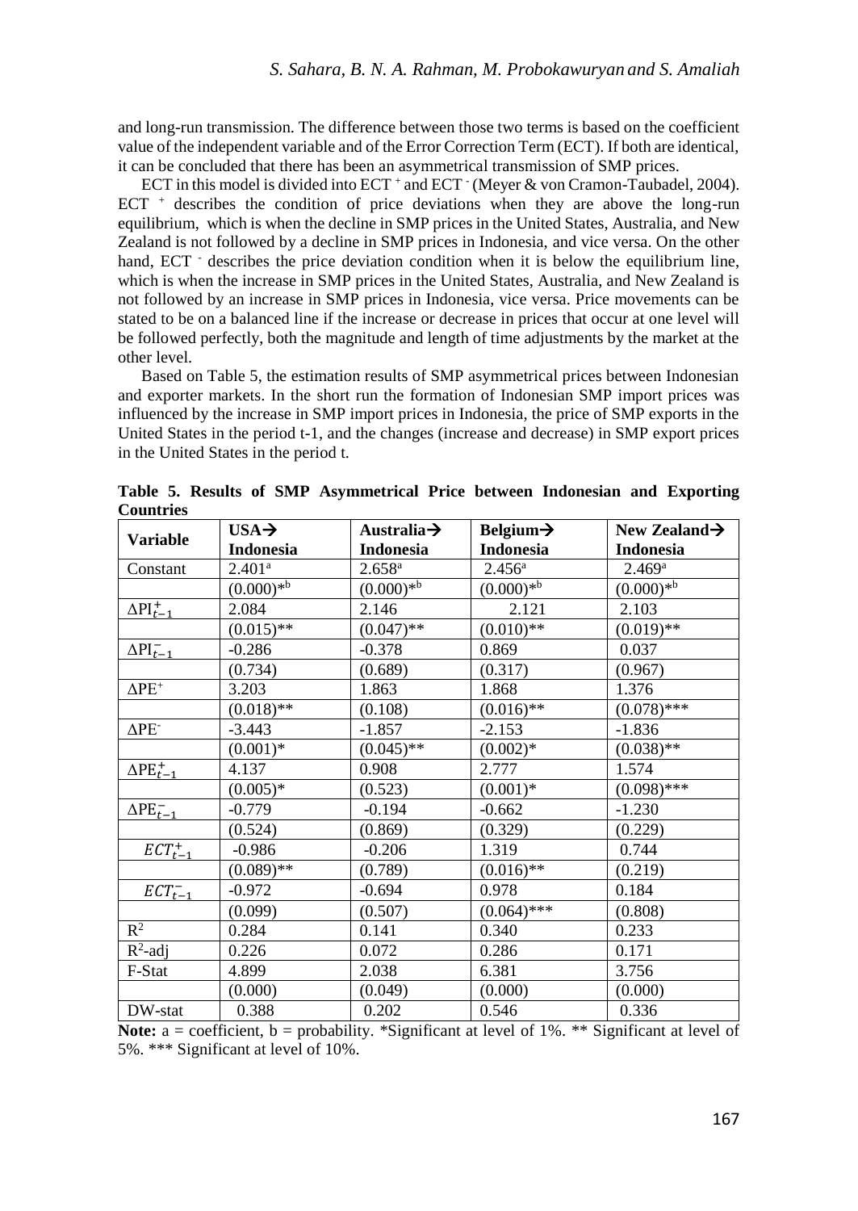and long-run transmission. The difference between those two terms is based on the coefficient value of the independent variable and of the Error Correction Term (ECT). If both are identical, it can be concluded that there has been an asymmetrical transmission of SMP prices.

ECT in this model is divided into $ECT^+$ and $ECT^-$ (Meyer & von Cramon-Taubadel, 2004). $ECT^+$ describes the condition of price deviations when they are above the long-run equilibrium, which is when the decline in SMP prices in the United States, Australia, and New Zealand is not followed by a decline in SMP prices in Indonesia, and vice versa. On the other hand, $ECT^-$ describes the price deviation condition when it is below the equilibrium line, which is when the increase in SMP prices in the United States, Australia, and New Zealand is not followed by an increase in SMP prices in Indonesia, vice versa. Price movements can be stated to be on a balanced line if the increase or decrease in prices that occur at one level will be followed perfectly, both the magnitude and length of time adjustments by the market at the other level.

Based on Table 5, the estimation results of SMP asymmetrical prices between Indonesian and exporter markets. In the short run the formation of Indonesian SMP import prices was influenced by the increase in SMP import prices in Indonesia, the price of SMP exports in the United States in the period t-1, and the changes (increase and decrease) in SMP export prices in the United States in the period t.

**Table 5. Results of SMP Asymmetrical Price between Indonesian and Exporting Countries**

| Variable | USA→ Indonesia | Australia→ Indonesia | Belgium→ Indonesia | New Zealand→ Indonesia |
|---|---|---|---|---|
| Constant | 2.401[a] | 2.658[a] | 2.456[a] | 2.469[a] |
| | (0.000)*[b] | (0.000)*[b] | (0.000)*[b] | (0.000)*[b] |
| $\Delta PI_{t-1}^{+}$ | 2.084 | 2.146 | 2.121 | 2.103 |
| | (0.015)** | (0.047)** | (0.010)** | (0.019)** |
| $\Delta PI_{t-1}^{-}$ | -0.286 | -0.378 | 0.869 | 0.037 |
| | (0.734) | (0.689) | (0.317) | (0.967) |
| $\Delta PE^{+}$ | 3.203 | 1.863 | 1.868 | 1.376 |
| | (0.018)** | (0.108) | (0.016)** | (0.078)*** |
| $\Delta PE^{-}$ | -3.443 | -1.857 | -2.153 | -1.836 |
| | (0.001)* | (0.045)** | (0.002)* | (0.038)** |
| $\Delta PE_{t-1}^{+}$ | 4.137 | 0.908 | 2.777 | 1.574 |
| | (0.005)* | (0.523) | (0.001)* | (0.098)*** |
| $\Delta PE_{t-1}^{-}$ | -0.779 | -0.194 | -0.662 | -1.230 |
| | (0.524) | (0.869) | (0.329) | (0.229) |
| $ECT_{t-1}^{+}$ | -0.986 | -0.206 | 1.319 | 0.744 |
| | (0.089)** | (0.789) | (0.016)** | (0.219) |
| $ECT_{t-1}^{-}$ | -0.972 | -0.694 | 0.978 | 0.184 |
| | (0.099) | (0.507) | (0.064)*** | (0.808) |
| $R^2$ | 0.284 | 0.141 | 0.340 | 0.233 |
| $R^2$-adj | 0.226 | 0.072 | 0.286 | 0.171 |
| F-Stat | 4.899 | 2.038 | 6.381 | 3.756 |
| | (0.000) | (0.049) | (0.000) | (0.000) |
| DW-stat | 0.388 | 0.202 | 0.546 | 0.336 |

**Note:** a = coefficient, b = probability. *Significant at level of 1%. ** Significant at level of 5%. *** Significant at level of 10%.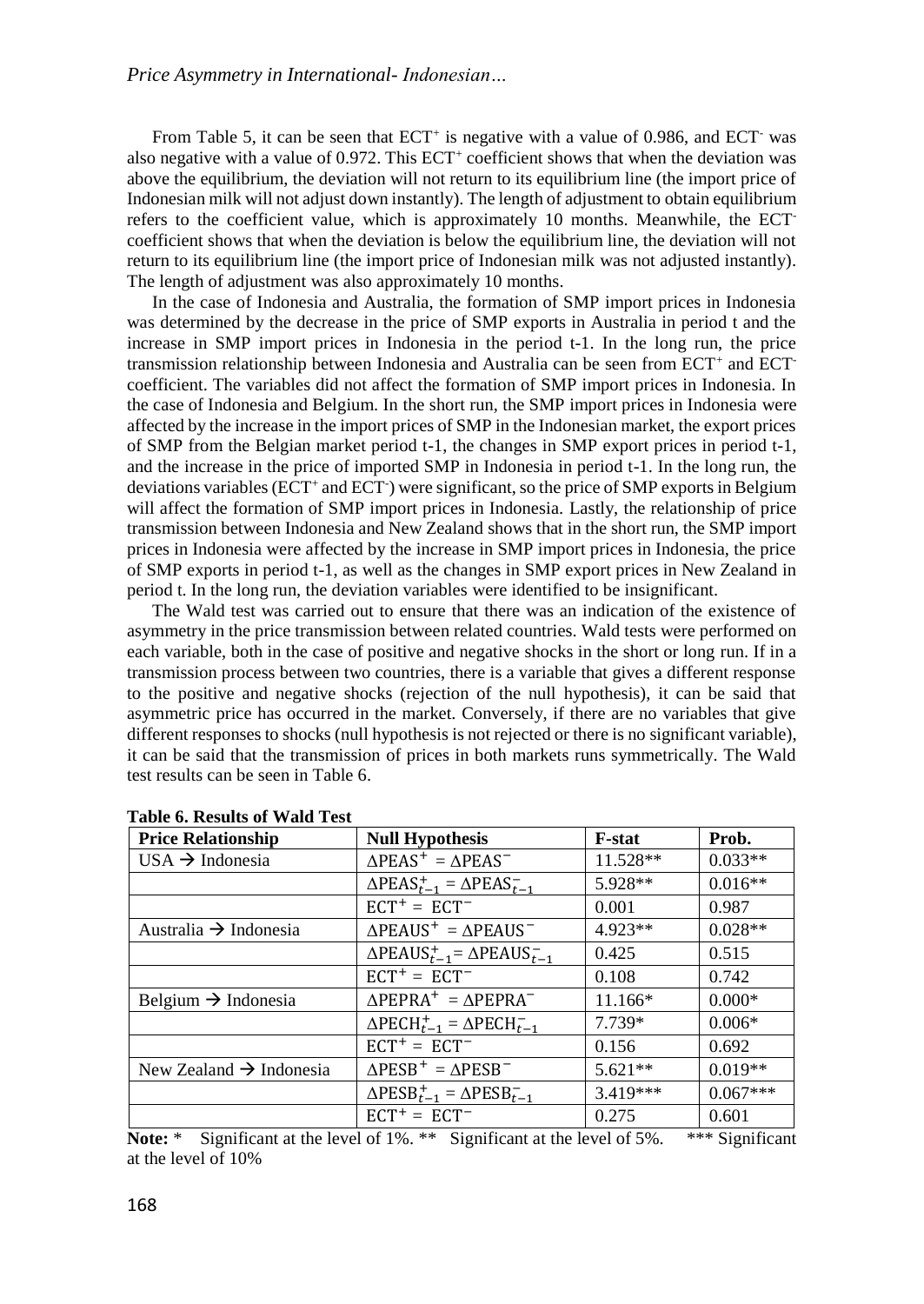From Table 5, it can be seen that $ECT^{+}$ is negative with a value of 0.986, and $ECT^{-}$ was also negative with a value of 0.972. This $ECT^{+}$ coefficient shows that when the deviation was above the equilibrium, the deviation will not return to its equilibrium line (the import price of Indonesian milk will not adjust down instantly). The length of adjustment to obtain equilibrium refers to the coefficient value, which is approximately 10 months. Meanwhile, the $ECT^{-}$ coefficient shows that when the deviation is below the equilibrium line, the deviation will not return to its equilibrium line (the import price of Indonesian milk was not adjusted instantly). The length of adjustment was also approximately 10 months.

In the case of Indonesia and Australia, the formation of SMP import prices in Indonesia was determined by the decrease in the price of SMP exports in Australia in period t and the increase in SMP import prices in Indonesia in the period t-1. In the long run, the price transmission relationship between Indonesia and Australia can be seen from $ECT^{+}$ and $ECT^{-}$ coefficient. The variables did not affect the formation of SMP import prices in Indonesia. In the case of Indonesia and Belgium. In the short run, the SMP import prices in Indonesia were affected by the increase in the import prices of SMP in the Indonesian market, the export prices of SMP from the Belgian market period t-1, the changes in SMP export prices in period t-1, and the increase in the price of imported SMP in Indonesia in period t-1. In the long run, the deviations variables ($ECT^{+}$ and $ECT^{-}$) were significant, so the price of SMP exports in Belgium will affect the formation of SMP import prices in Indonesia. Lastly, the relationship of price transmission between Indonesia and New Zealand shows that in the short run, the SMP import prices in Indonesia were affected by the increase in SMP import prices in Indonesia, the price of SMP exports in period t-1, as well as the changes in SMP export prices in New Zealand in period t. In the long run, the deviation variables were identified to be insignificant.

The Wald test was carried out to ensure that there was an indication of the existence of asymmetry in the price transmission between related countries. Wald tests were performed on each variable, both in the case of positive and negative shocks in the short or long run. If in a transmission process between two countries, there is a variable that gives a different response to the positive and negative shocks (rejection of the null hypothesis), it can be said that asymmetric price has occurred in the market. Conversely, if there are no variables that give different responses to shocks (null hypothesis is not rejected or there is no significant variable), it can be said that the transmission of prices in both markets runs symmetrically. The Wald test results can be seen in Table 6.

**Table 6. Results of Wald Test**

| Price Relationship | Null Hypothesis | F-stat | Prob. |
|---|---|---|---|
| USA → Indonesia | $\Delta PEAS^{+} = \Delta PEAS^{-}$ | 11.528** | 0.033** |
| | $\Delta PEAS^{+}_{t-1} = \Delta PEAS^{-}_{t-1}$ | 5.928** | 0.016** |
| | $ECT^{+} = ECT^{-}$ | 0.001 | 0.987 |
| Australia → Indonesia | $\Delta PEAUS^{+} = \Delta PEAUS^{-}$ | 4.923** | 0.028** |
| | $\Delta PEAUS^{+}_{t-1} = \Delta PEAUS^{-}_{t-1}$ | 0.425 | 0.515 |
| | $ECT^{+} = ECT^{-}$ | 0.108 | 0.742 |
| Belgium → Indonesia | $\Delta PEPRA^{+} = \Delta PEPRA^{-}$ | 11.166* | 0.000* |
| | $\Delta PECH^{+}_{t-1} = \Delta PECH^{-}_{t-1}$ | 7.739* | 0.006* |
| | $ECT^{+} = ECT^{-}$ | 0.156 | 0.692 |
| New Zealand → Indonesia | $\Delta PESB^{+} = \Delta PESB^{-}$ | 5.621** | 0.019** |
| | $\Delta PESB^{+}_{t-1} = \Delta PESB^{-}_{t-1}$ | 3.419*** | 0.067*** |
| | $ECT^{+} = ECT^{-}$ | 0.275 | 0.601 |

**Note:** * Significant at the level of 1%. ** Significant at the level of 5%. *** Significant at the level of 10%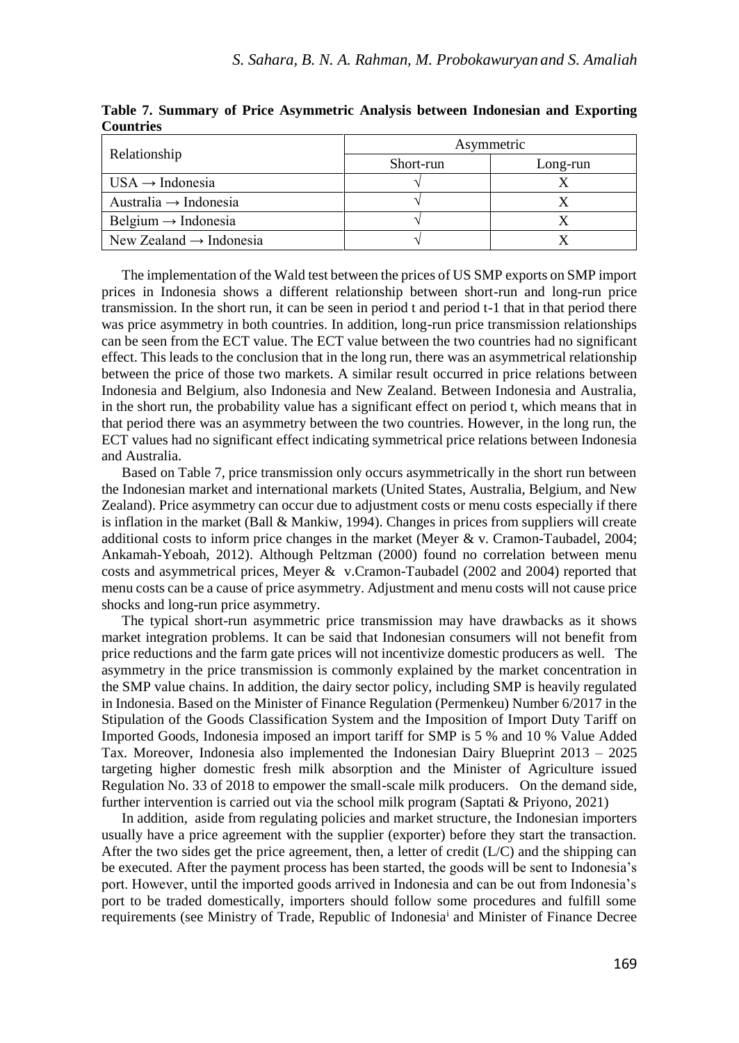**Table 7. Summary of Price Asymmetric Analysis between Indonesian and Exporting Countries**

| Relationship | Asymmetric | |
|---|---|---|
| | Short-run | Long-run |
| USA → Indonesia | √ | X |
| Australia → Indonesia | √ | X |
| Belgium → Indonesia | √ | X |
| New Zealand → Indonesia | √ | X |

The implementation of the Wald test between the prices of US SMP exports on SMP import prices in Indonesia shows a different relationship between short-run and long-run price transmission. In the short run, it can be seen in period t and period t-1 that in that period there was price asymmetry in both countries. In addition, long-run price transmission relationships can be seen from the ECT value. The ECT value between the two countries had no significant effect. This leads to the conclusion that in the long run, there was an asymmetrical relationship between the price of those two markets. A similar result occurred in price relations between Indonesia and Belgium, also Indonesia and New Zealand. Between Indonesia and Australia, in the short run, the probability value has a significant effect on period t, which means that in that period there was an asymmetry between the two countries. However, in the long run, the ECT values had no significant effect indicating symmetrical price relations between Indonesia and Australia.

Based on Table 7, price transmission only occurs asymmetrically in the short run between the Indonesian market and international markets (United States, Australia, Belgium, and New Zealand). Price asymmetry can occur due to adjustment costs or menu costs especially if there is inflation in the market (Ball & Mankiw, 1994). Changes in prices from suppliers will create additional costs to inform price changes in the market (Meyer & v. Cramon-Taubadel, 2004; Ankamah-Yeboah, 2012). Although Peltzman (2000) found no correlation between menu costs and asymmetrical prices, Meyer & v.Cramon-Taubadel (2002 and 2004) reported that menu costs can be a cause of price asymmetry. Adjustment and menu costs will not cause price shocks and long-run price asymmetry.

The typical short-run asymmetric price transmission may have drawbacks as it shows market integration problems. It can be said that Indonesian consumers will not benefit from price reductions and the farm gate prices will not incentivize domestic producers as well. The asymmetry in the price transmission is commonly explained by the market concentration in the SMP value chains. In addition, the dairy sector policy, including SMP is heavily regulated in Indonesia. Based on the Minister of Finance Regulation (Permenkeu) Number 6/2017 in the Stipulation of the Goods Classification System and the Imposition of Import Duty Tariff on Imported Goods, Indonesia imposed an import tariff for SMP is 5 % and 10 % Value Added Tax. Moreover, Indonesia also implemented the Indonesian Dairy Blueprint 2013 – 2025 targeting higher domestic fresh milk absorption and the Minister of Agriculture issued Regulation No. 33 of 2018 to empower the small-scale milk producers. On the demand side, further intervention is carried out via the school milk program (Saptati & Priyono, 2021)

In addition, aside from regulating policies and market structure, the Indonesian importers usually have a price agreement with the supplier (exporter) before they start the transaction. After the two sides get the price agreement, then, a letter of credit (L/C) and the shipping can be executed. After the payment process has been started, the goods will be sent to Indonesia's port. However, until the imported goods arrived in Indonesia and can be out from Indonesia's port to be traded domestically, importers should follow some procedures and fulfill some requirements (see Ministry of Trade, Republic of Indonesia[i] and Minister of Finance Decree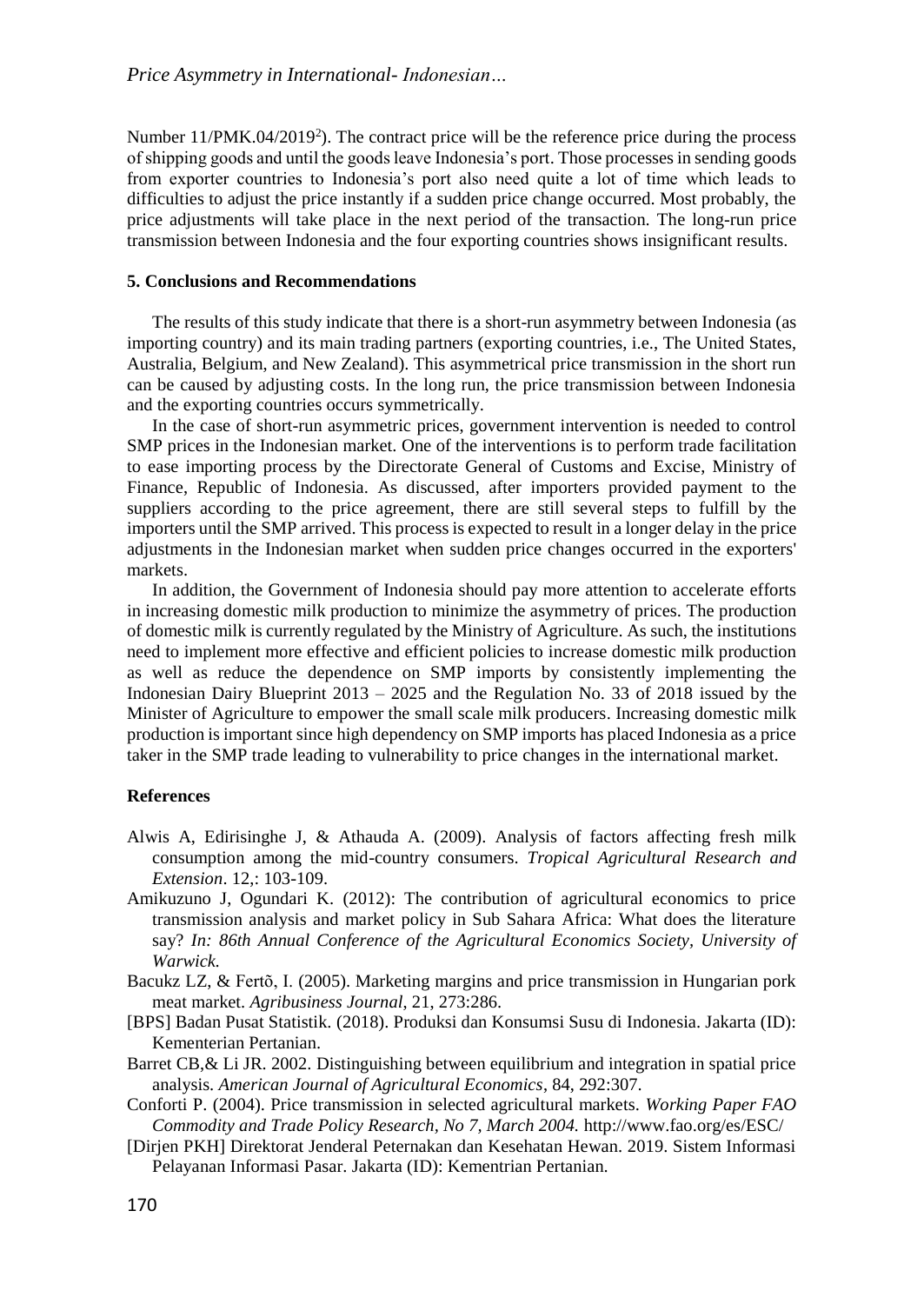Number 11/PMK.04/2019[2]). The contract price will be the reference price during the process of shipping goods and until the goods leave Indonesia's port. Those processes in sending goods from exporter countries to Indonesia's port also need quite a lot of time which leads to difficulties to adjust the price instantly if a sudden price change occurred. Most probably, the price adjustments will take place in the next period of the transaction. The long-run price transmission between Indonesia and the four exporting countries shows insignificant results.

### 5. Conclusions and Recommendations

The results of this study indicate that there is a short-run asymmetry between Indonesia (as importing country) and its main trading partners (exporting countries, i.e., The United States, Australia, Belgium, and New Zealand). This asymmetrical price transmission in the short run can be caused by adjusting costs. In the long run, the price transmission between Indonesia and the exporting countries occurs symmetrically.

In the case of short-run asymmetric prices, government intervention is needed to control SMP prices in the Indonesian market. One of the interventions is to perform trade facilitation to ease importing process by the Directorate General of Customs and Excise, Ministry of Finance, Republic of Indonesia. As discussed, after importers provided payment to the suppliers according to the price agreement, there are still several steps to fulfill by the importers until the SMP arrived. This process is expected to result in a longer delay in the price adjustments in the Indonesian market when sudden price changes occurred in the exporters' markets.

In addition, the Government of Indonesia should pay more attention to accelerate efforts in increasing domestic milk production to minimize the asymmetry of prices. The production of domestic milk is currently regulated by the Ministry of Agriculture. As such, the institutions need to implement more effective and efficient policies to increase domestic milk production as well as reduce the dependence on SMP imports by consistently implementing the Indonesian Dairy Blueprint 2013 – 2025 and the Regulation No. 33 of 2018 issued by the Minister of Agriculture to empower the small scale milk producers. Increasing domestic milk production is important since high dependency on SMP imports has placed Indonesia as a price taker in the SMP trade leading to vulnerability to price changes in the international market.

### References

Alwis A, Edirisinghe J, & Athauda A. (2009). Analysis of factors affecting fresh milk consumption among the mid-country consumers. *Tropical Agricultural Research and Extension*. 12,: 103-109.

Amikuzuno J, Ogundari K. (2012): The contribution of agricultural economics to price transmission analysis and market policy in Sub Sahara Africa: What does the literature say? *In: 86th Annual Conference of the Agricultural Economics Society, University of Warwick.*

Bacukz LZ, & Fertõ, I. (2005). Marketing margins and price transmission in Hungarian pork meat market. *Agribusiness Journal*, 21, 273:286.

[BPS] Badan Pusat Statistik. (2018). Produksi dan Konsumsi Susu di Indonesia. Jakarta (ID): Kementerian Pertanian.

Barret CB,& Li JR. 2002. Distinguishing between equilibrium and integration in spatial price analysis. *American Journal of Agricultural Economics*, 84, 292:307.

Conforti P. (2004). Price transmission in selected agricultural markets. *Working Paper FAO Commodity and Trade Policy Research, No 7, March 2004.* http://www.fao.org/es/ESC/

[Dirjen PKH] Direktorat Jenderal Peternakan dan Kesehatan Hewan. 2019. Sistem Informasi Pelayanan Informasi Pasar. Jakarta (ID): Kementrian Pertanian.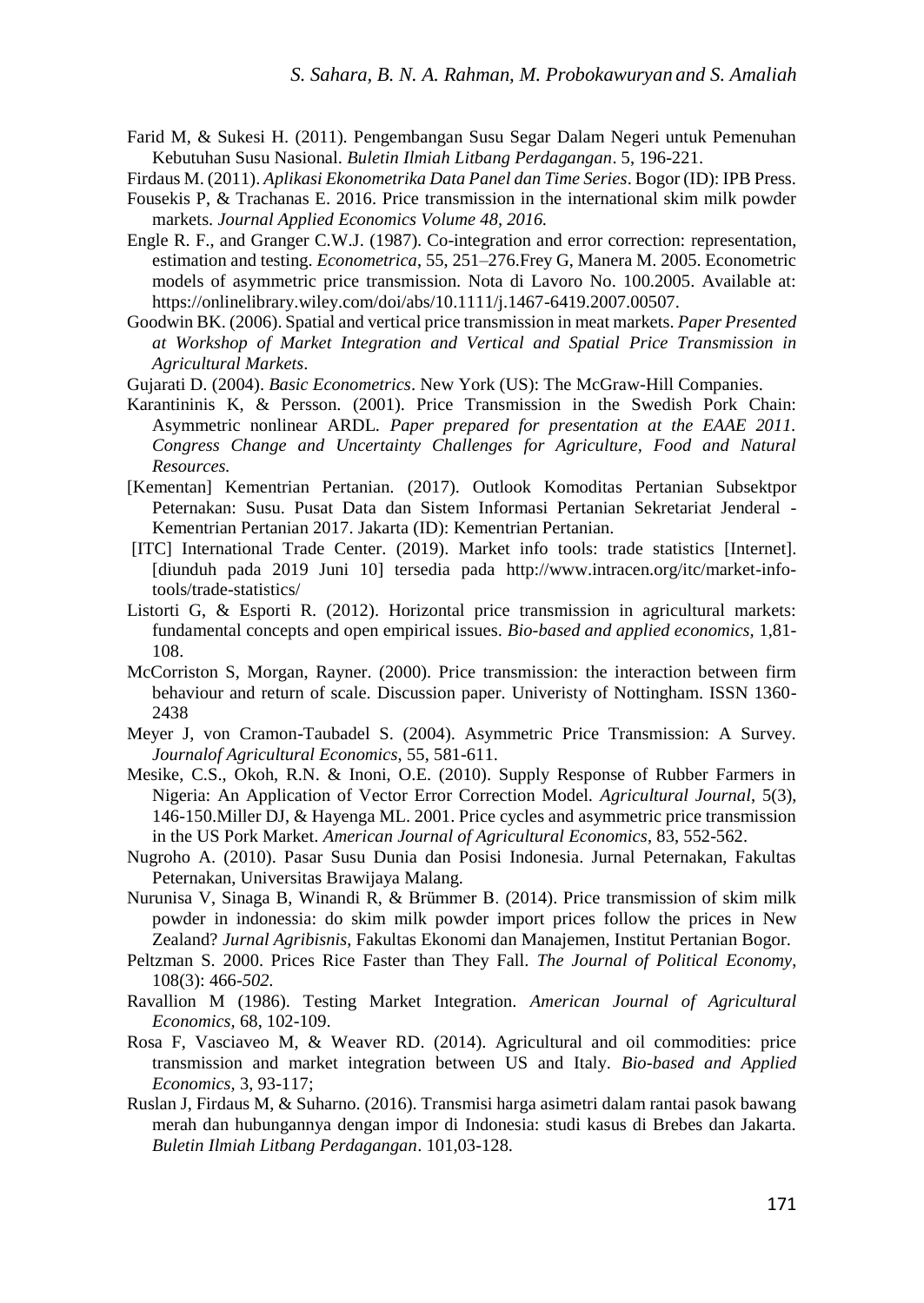Farid M, & Sukesi H. (2011). Pengembangan Susu Segar Dalam Negeri untuk Pemenuhan Kebutuhan Susu Nasional. *Buletin Ilmiah Litbang Perdagangan*. 5, 196-221.

Firdaus M. (2011). *Aplikasi Ekonometrika Data Panel dan Time Series*. Bogor (ID): IPB Press.

Fousekis P, & Trachanas E. 2016. Price transmission in the international skim milk powder markets. *Journal Applied Economics Volume 48, 2016.*

Engle R. F., and Granger C.W.J. (1987). Co-integration and error correction: representation, estimation and testing. *Econometrica*, 55, 251–276.Frey G, Manera M. 2005. Econometric models of asymmetric price transmission. Nota di Lavoro No. 100.2005. Available at: https://onlinelibrary.wiley.com/doi/abs/10.1111/j.1467-6419.2007.00507.

Goodwin BK. (2006). Spatial and vertical price transmission in meat markets. *Paper Presented at Workshop of Market Integration and Vertical and Spatial Price Transmission in Agricultural Markets*.

Gujarati D. (2004). *Basic Econometrics*. New York (US): The McGraw-Hill Companies.

Karantininis K, & Persson. (2001). Price Transmission in the Swedish Pork Chain: Asymmetric nonlinear ARDL. *Paper prepared for presentation at the EAAE 2011. Congress Change and Uncertainty Challenges for Agriculture, Food and Natural Resources.*

[Kementan] Kementrian Pertanian. (2017). Outlook Komoditas Pertanian Subsektpor Peternakan: Susu. Pusat Data dan Sistem Informasi Pertanian Sekretariat Jenderal - Kementrian Pertanian 2017. Jakarta (ID): Kementrian Pertanian.

[ITC] International Trade Center. (2019). Market info tools: trade statistics [Internet]. [diunduh pada 2019 Juni 10] tersedia pada http://www.intracen.org/itc/market-info-tools/trade-statistics/

Listorti G, & Esporti R. (2012). Horizontal price transmission in agricultural markets: fundamental concepts and open empirical issues. *Bio-based and applied economics*, 1,81-108.

McCorriston S, Morgan, Rayner. (2000). Price transmission: the interaction between firm behaviour and return of scale. Discussion paper. Univeristy of Nottingham. ISSN 1360-2438

Meyer J, von Cramon-Taubadel S. (2004). Asymmetric Price Transmission: A Survey. *Journalof Agricultural Economics*, 55, 581-611.

Mesike, C.S., Okoh, R.N. & Inoni, O.E. (2010). Supply Response of Rubber Farmers in Nigeria: An Application of Vector Error Correction Model. *Agricultural Journal*, 5(3), 146-150.Miller DJ, & Hayenga ML. 2001. Price cycles and asymmetric price transmission in the US Pork Market. *American Journal of Agricultural Economics*, 83, 552-562.

Nugroho A. (2010). Pasar Susu Dunia dan Posisi Indonesia. Jurnal Peternakan, Fakultas Peternakan, Universitas Brawijaya Malang.

Nurunisa V, Sinaga B, Winandi R, & Brümmer B. (2014). Price transmission of skim milk powder in indonessia: do skim milk powder import prices follow the prices in New Zealand? *Jurnal Agribisnis*, Fakultas Ekonomi dan Manajemen, Institut Pertanian Bogor.

Peltzman S. 2000. Prices Rice Faster than They Fall. *The Journal of Political Economy*, 108(3): 466-*502.*

Ravallion M (1986). Testing Market Integration. *American Journal of Agricultural Economics,* 68, 102-109.

Rosa F, Vasciaveo M, & Weaver RD. (2014). Agricultural and oil commodities: price transmission and market integration between US and Italy. *Bio-based and Applied Economics,* 3, 93-117;

Ruslan J, Firdaus M, & Suharno. (2016). Transmisi harga asimetri dalam rantai pasok bawang merah dan hubungannya dengan impor di Indonesia: studi kasus di Brebes dan Jakarta. *Buletin Ilmiah Litbang Perdagangan*. 101,03-128.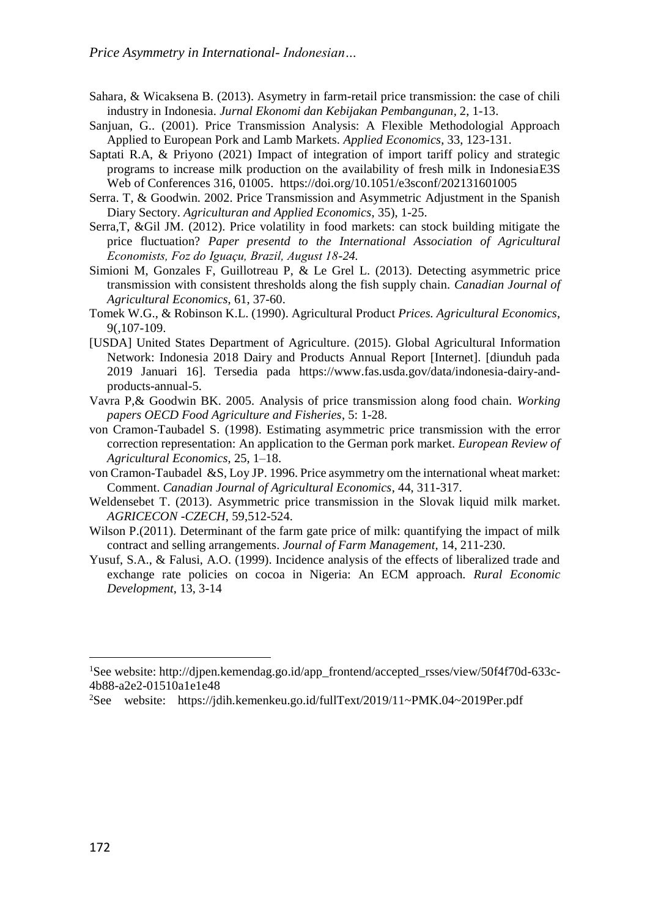Sahara, & Wicaksena B. (2013). Asymetry in farm-retail price transmission: the case of chili industry in Indonesia. *Jurnal Ekonomi dan Kebijakan Pembangunan*, 2, 1-13.

Sanjuan, G.. (2001). Price Transmission Analysis: A Flexible Methodologial Approach Applied to European Pork and Lamb Markets. *Applied Economics*, 33, 123-131.

Saptati R.A, & Priyono (2021) Impact of integration of import tariff policy and strategic programs to increase milk production on the availability of fresh milk in IndonesiaE3S Web of Conferences 316, 01005. https://doi.org/10.1051/e3sconf/202131601005

Serra. T, & Goodwin. 2002. Price Transmission and Asymmetric Adjustment in the Spanish Diary Sectory. *Agriculturan and Applied Economics*, 35), 1-25.

Serra,T, &Gil JM. (2012). Price volatility in food markets: can stock building mitigate the price fluctuation? *Paper presentd to the International Association of Agricultural Economists, Foz do Iguaçu, Brazil, August 18-24.*

Simioni M, Gonzales F, Guillotreau P, & Le Grel L. (2013). Detecting asymmetric price transmission with consistent thresholds along the fish supply chain. *Canadian Journal of Agricultural Economics*, 61, 37-60.

Tomek W.G., & Robinson K.L. (1990). Agricultural Product *Prices. Agricultural Economics*, 9(,107-109.

[USDA] United States Department of Agriculture. (2015). Global Agricultural Information Network: Indonesia 2018 Dairy and Products Annual Report [Internet]. [diunduh pada 2019 Januari 16]. Tersedia pada https://www.fas.usda.gov/data/indonesia-dairy-and-products-annual-5.

Vavra P,& Goodwin BK. 2005. Analysis of price transmission along food chain. *Working papers OECD Food Agriculture and Fisheries*, 5: 1-28.

von Cramon-Taubadel S. (1998). Estimating asymmetric price transmission with the error correction representation: An application to the German pork market. *European Review of Agricultural Economics*, 25, 1–18.

von Cramon-Taubadel &S, Loy JP. 1996. Price asymmetry om the international wheat market: Comment. *Canadian Journal of Agricultural Economics*, 44, 311-317.

Weldensebet T. (2013). Asymmetric price transmission in the Slovak liquid milk market. *AGRICECON -CZECH*, 59,512-524.

Wilson P.(2011). Determinant of the farm gate price of milk: quantifying the impact of milk contract and selling arrangements. *Journal of Farm Management*, 14, 211-230.

Yusuf, S.A., & Falusi, A.O. (1999). Incidence analysis of the effects of liberalized trade and exchange rate policies on cocoa in Nigeria: An ECM approach. *Rural Economic Development*, 13, 3-14

---

[1]See website: http://djpen.kemendag.go.id/app_frontend/accepted_rsses/view/50f4f70d-633c-4b88-a2e2-01510a1e1e48

[2]See website: https://jdih.kemenkeu.go.id/fullText/2019/11~PMK.04~2019Per.pdf